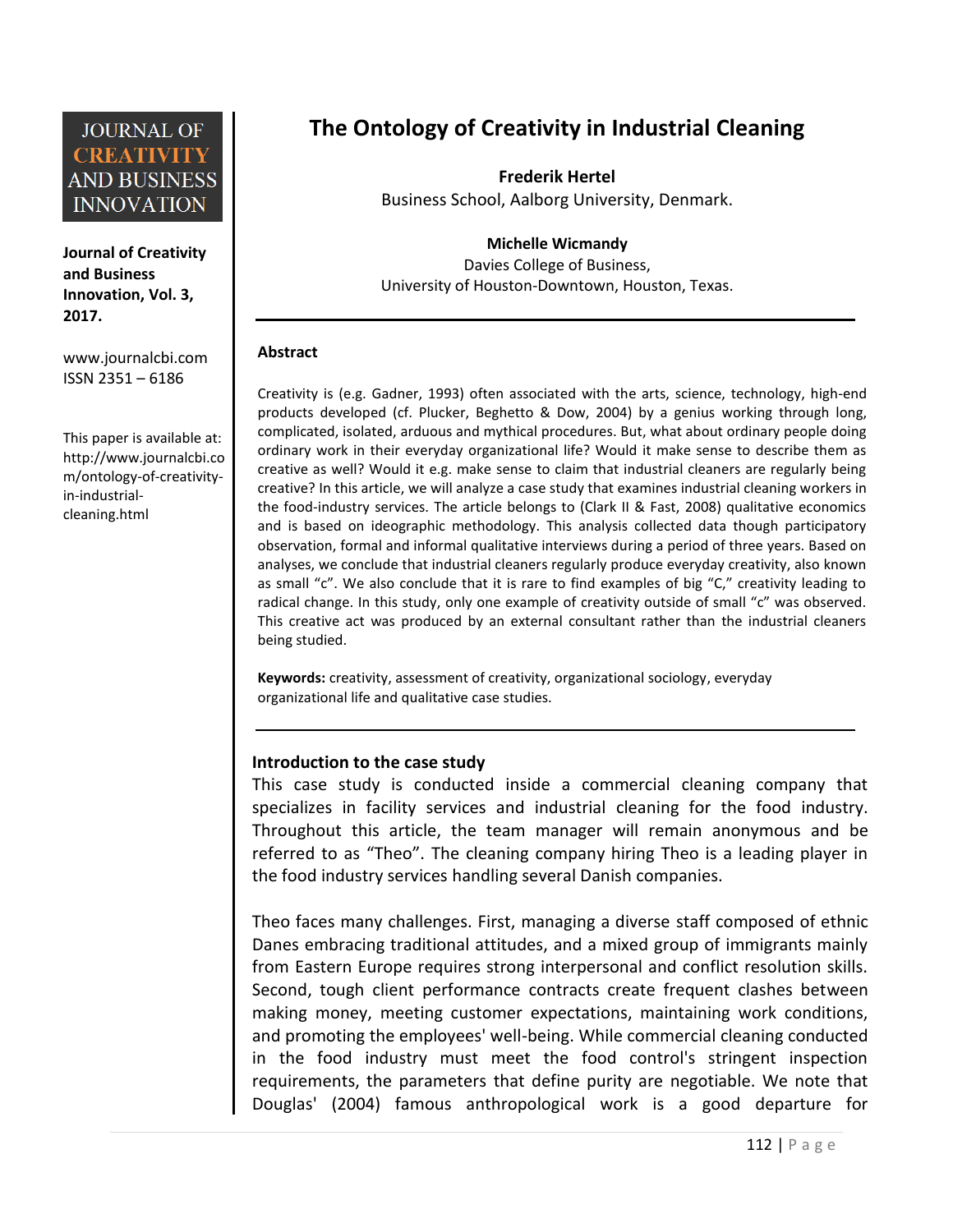JOURNAL OF CREATIVITY AND BUSINESS INNOVATION

**Journal of Creativity and Business Innovation, Vol. 3, 2017.**

www.journalcbi.com
ISSN 2351 – 6186

This paper is available at: http://www.journalcbi.com/ontology-of-creativity-in-industrial-cleaning.html

# The Ontology of Creativity in Industrial Cleaning

**Frederik Hertel**
Business School, Aalborg University, Denmark.

**Michelle Wicmandy**
Davies College of Business,
University of Houston-Downtown, Houston, Texas.

---

**Abstract**

Creativity is (e.g. Gadner, 1993) often associated with the arts, science, technology, high-end products developed (cf. Plucker, Beghetto & Dow, 2004) by a genius working through long, complicated, isolated, arduous and mythical procedures. But, what about ordinary people doing ordinary work in their everyday organizational life? Would it make sense to describe them as creative as well? Would it e.g. make sense to claim that industrial cleaners are regularly being creative? In this article, we will analyze a case study that examines industrial cleaning workers in the food-industry services. The article belongs to (Clark II & Fast, 2008) qualitative economics and is based on ideographic methodology. This analysis collected data though participatory observation, formal and informal qualitative interviews during a period of three years. Based on analyses, we conclude that industrial cleaners regularly produce everyday creativity, also known as small "c". We also conclude that it is rare to find examples of big "C," creativity leading to radical change. In this study, only one example of creativity outside of small "c" was observed. This creative act was produced by an external consultant rather than the industrial cleaners being studied.

**Keywords:** creativity, assessment of creativity, organizational sociology, everyday organizational life and qualitative case studies.

---

## Introduction to the case study

This case study is conducted inside a commercial cleaning company that specializes in facility services and industrial cleaning for the food industry. Throughout this article, the team manager will remain anonymous and be referred to as "Theo". The cleaning company hiring Theo is a leading player in the food industry services handling several Danish companies.

Theo faces many challenges. First, managing a diverse staff composed of ethnic Danes embracing traditional attitudes, and a mixed group of immigrants mainly from Eastern Europe requires strong interpersonal and conflict resolution skills. Second, tough client performance contracts create frequent clashes between making money, meeting customer expectations, maintaining work conditions, and promoting the employees' well-being. While commercial cleaning conducted in the food industry must meet the food control's stringent inspection requirements, the parameters that define purity are negotiable. We note that Douglas' (2004) famous anthropological work is a good departure for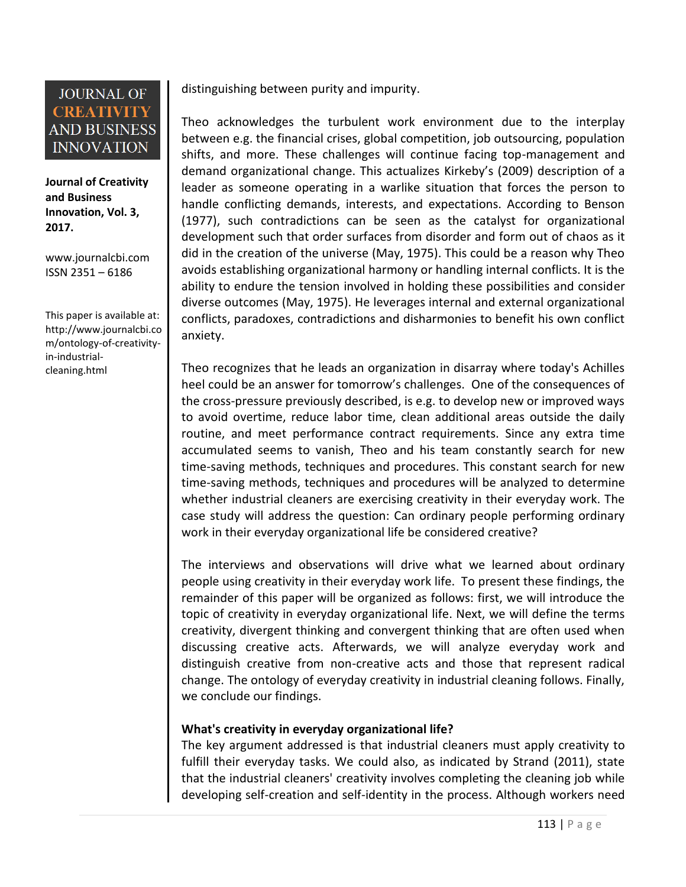distinguishing between purity and impurity.

Theo acknowledges the turbulent work environment due to the interplay between e.g. the financial crises, global competition, job outsourcing, population shifts, and more. These challenges will continue facing top-management and demand organizational change. This actualizes Kirkeby's (2009) description of a leader as someone operating in a warlike situation that forces the person to handle conflicting demands, interests, and expectations. According to Benson (1977), such contradictions can be seen as the catalyst for organizational development such that order surfaces from disorder and form out of chaos as it did in the creation of the universe (May, 1975). This could be a reason why Theo avoids establishing organizational harmony or handling internal conflicts. It is the ability to endure the tension involved in holding these possibilities and consider diverse outcomes (May, 1975). He leverages internal and external organizational conflicts, paradoxes, contradictions and disharmonies to benefit his own conflict anxiety.

Theo recognizes that he leads an organization in disarray where today's Achilles heel could be an answer for tomorrow's challenges. One of the consequences of the cross-pressure previously described, is e.g. to develop new or improved ways to avoid overtime, reduce labor time, clean additional areas outside the daily routine, and meet performance contract requirements. Since any extra time accumulated seems to vanish, Theo and his team constantly search for new time-saving methods, techniques and procedures. This constant search for new time-saving methods, techniques and procedures will be analyzed to determine whether industrial cleaners are exercising creativity in their everyday work. The case study will address the question: Can ordinary people performing ordinary work in their everyday organizational life be considered creative?

The interviews and observations will drive what we learned about ordinary people using creativity in their everyday work life. To present these findings, the remainder of this paper will be organized as follows: first, we will introduce the topic of creativity in everyday organizational life. Next, we will define the terms creativity, divergent thinking and convergent thinking that are often used when discussing creative acts. Afterwards, we will analyze everyday work and distinguish creative from non-creative acts and those that represent radical change. The ontology of everyday creativity in industrial cleaning follows. Finally, we conclude our findings.

## What's creativity in everyday organizational life?

The key argument addressed is that industrial cleaners must apply creativity to fulfill their everyday tasks. We could also, as indicated by Strand (2011), state that the industrial cleaners' creativity involves completing the cleaning job while developing self-creation and self-identity in the process. Although workers need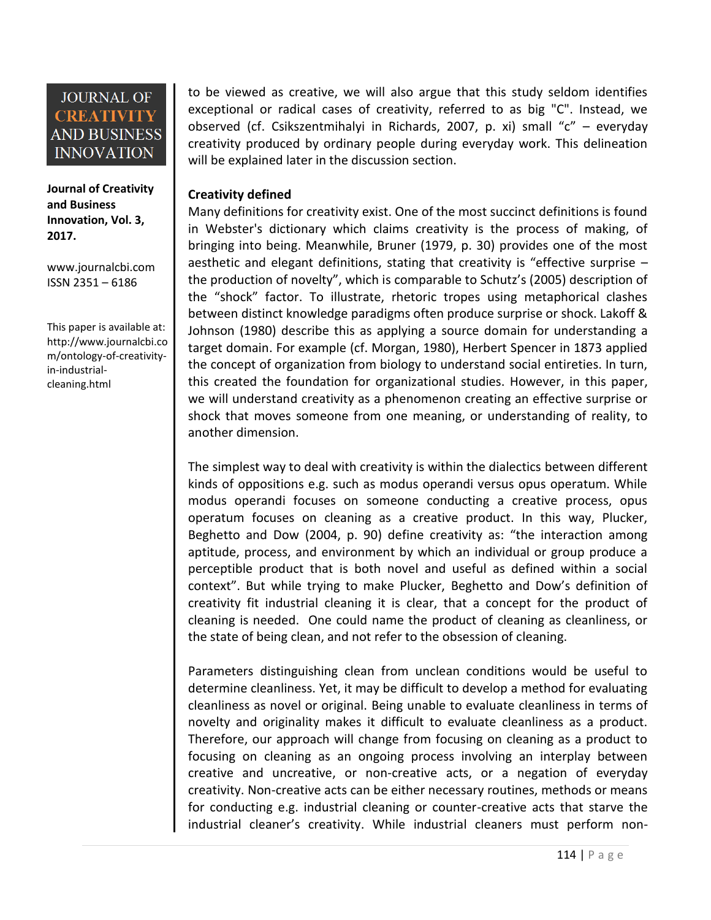to be viewed as creative, we will also argue that this study seldom identifies exceptional or radical cases of creativity, referred to as big "C". Instead, we observed (cf. Csikszentmihalyi in Richards, 2007, p. xi) small “c” – everyday creativity produced by ordinary people during everyday work. This delineation will be explained later in the discussion section.

**Creativity defined**

Many definitions for creativity exist. One of the most succinct definitions is found in Webster's dictionary which claims creativity is the process of making, of bringing into being. Meanwhile, Bruner (1979, p. 30) provides one of the most aesthetic and elegant definitions, stating that creativity is “effective surprise – the production of novelty”, which is comparable to Schutz’s (2005) description of the “shock” factor. To illustrate, rhetoric tropes using metaphorical clashes between distinct knowledge paradigms often produce surprise or shock. Lakoff & Johnson (1980) describe this as applying a source domain for understanding a target domain. For example (cf. Morgan, 1980), Herbert Spencer in 1873 applied the concept of organization from biology to understand social entireties. In turn, this created the foundation for organizational studies. However, in this paper, we will understand creativity as a phenomenon creating an effective surprise or shock that moves someone from one meaning, or understanding of reality, to another dimension.

The simplest way to deal with creativity is within the dialectics between different kinds of oppositions e.g. such as modus operandi versus opus operatum. While modus operandi focuses on someone conducting a creative process, opus operatum focuses on cleaning as a creative product. In this way, Plucker, Beghetto and Dow (2004, p. 90) define creativity as: “the interaction among aptitude, process, and environment by which an individual or group produce a perceptible product that is both novel and useful as defined within a social context”. But while trying to make Plucker, Beghetto and Dow’s definition of creativity fit industrial cleaning it is clear, that a concept for the product of cleaning is needed. One could name the product of cleaning as cleanliness, or the state of being clean, and not refer to the obsession of cleaning.

Parameters distinguishing clean from unclean conditions would be useful to determine cleanliness. Yet, it may be difficult to develop a method for evaluating cleanliness as novel or original. Being unable to evaluate cleanliness in terms of novelty and originality makes it difficult to evaluate cleanliness as a product. Therefore, our approach will change from focusing on cleaning as a product to focusing on cleaning as an ongoing process involving an interplay between creative and uncreative, or non-creative acts, or a negation of everyday creativity. Non-creative acts can be either necessary routines, methods or means for conducting e.g. industrial cleaning or counter-creative acts that starve the industrial cleaner’s creativity. While industrial cleaners must perform non-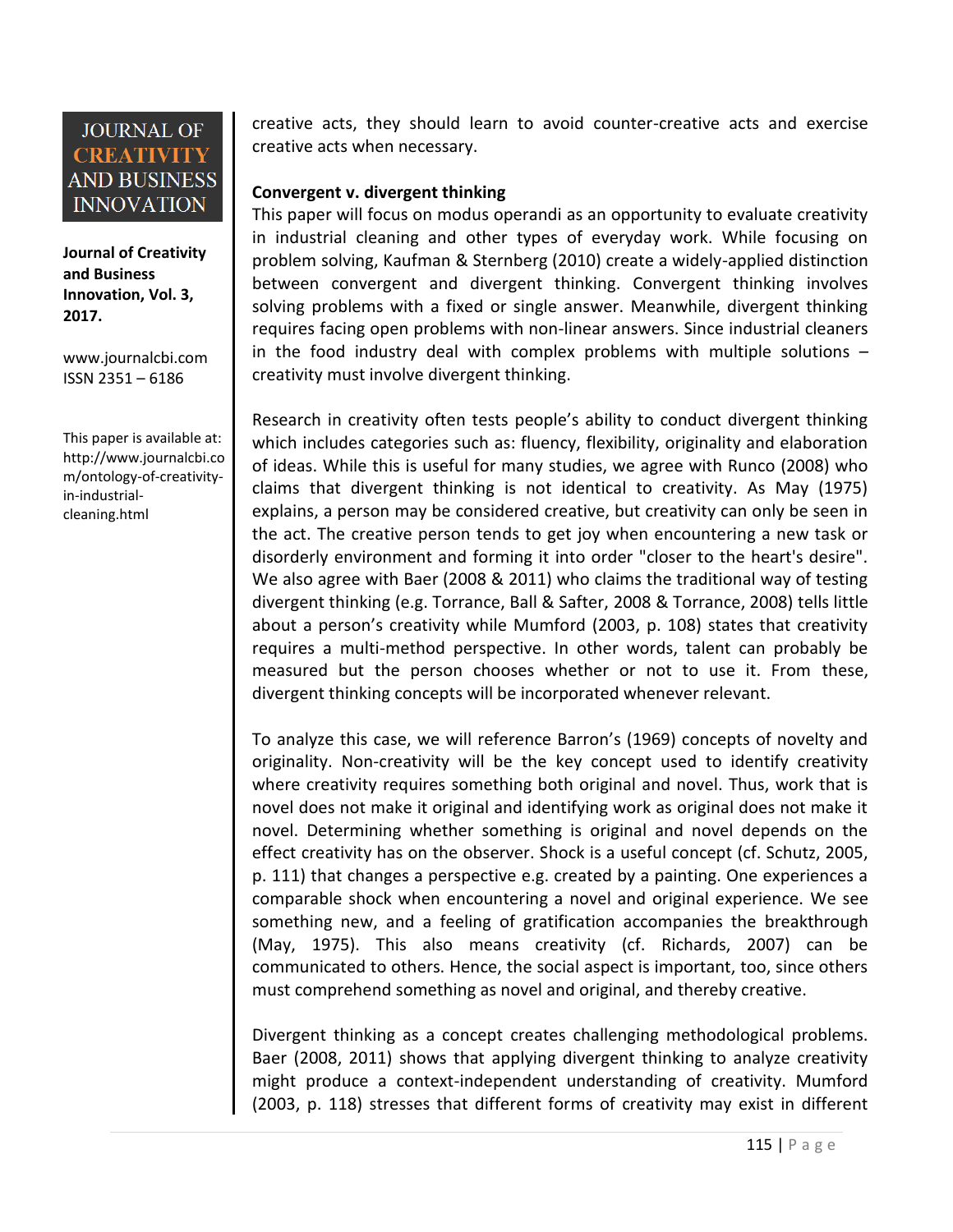creative acts, they should learn to avoid counter-creative acts and exercise creative acts when necessary.

**Convergent v. divergent thinking**

This paper will focus on modus operandi as an opportunity to evaluate creativity in industrial cleaning and other types of everyday work. While focusing on problem solving, Kaufman & Sternberg (2010) create a widely-applied distinction between convergent and divergent thinking. Convergent thinking involves solving problems with a fixed or single answer. Meanwhile, divergent thinking requires facing open problems with non-linear answers. Since industrial cleaners in the food industry deal with complex problems with multiple solutions – creativity must involve divergent thinking.

Research in creativity often tests people's ability to conduct divergent thinking which includes categories such as: fluency, flexibility, originality and elaboration of ideas. While this is useful for many studies, we agree with Runco (2008) who claims that divergent thinking is not identical to creativity. As May (1975) explains, a person may be considered creative, but creativity can only be seen in the act. The creative person tends to get joy when encountering a new task or disorderly environment and forming it into order "closer to the heart's desire". We also agree with Baer (2008 & 2011) who claims the traditional way of testing divergent thinking (e.g. Torrance, Ball & Safter, 2008 & Torrance, 2008) tells little about a person's creativity while Mumford (2003, p. 108) states that creativity requires a multi-method perspective. In other words, talent can probably be measured but the person chooses whether or not to use it. From these, divergent thinking concepts will be incorporated whenever relevant.

To analyze this case, we will reference Barron's (1969) concepts of novelty and originality. Non-creativity will be the key concept used to identify creativity where creativity requires something both original and novel. Thus, work that is novel does not make it original and identifying work as original does not make it novel. Determining whether something is original and novel depends on the effect creativity has on the observer. Shock is a useful concept (cf. Schutz, 2005, p. 111) that changes a perspective e.g. created by a painting. One experiences a comparable shock when encountering a novel and original experience. We see something new, and a feeling of gratification accompanies the breakthrough (May, 1975). This also means creativity (cf. Richards, 2007) can be communicated to others. Hence, the social aspect is important, too, since others must comprehend something as novel and original, and thereby creative.

Divergent thinking as a concept creates challenging methodological problems. Baer (2008, 2011) shows that applying divergent thinking to analyze creativity might produce a context-independent understanding of creativity. Mumford (2003, p. 118) stresses that different forms of creativity may exist in different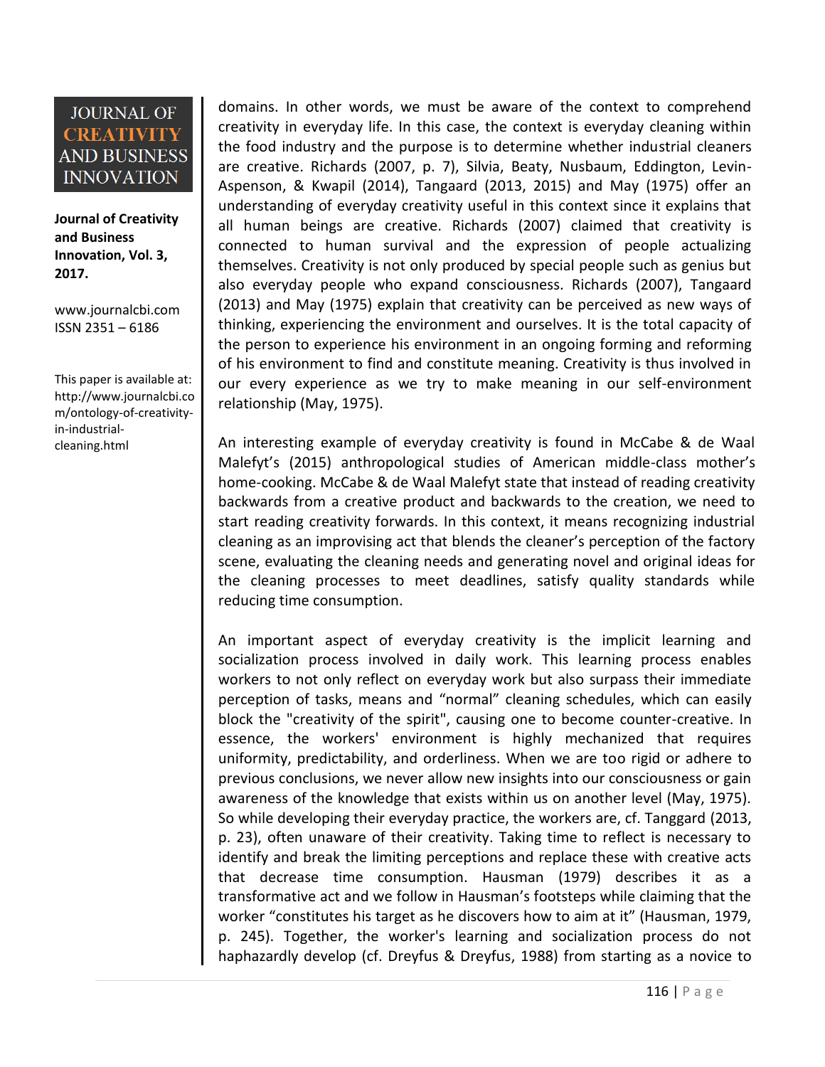domains. In other words, we must be aware of the context to comprehend creativity in everyday life. In this case, the context is everyday cleaning within the food industry and the purpose is to determine whether industrial cleaners are creative. Richards (2007, p. 7), Silvia, Beaty, Nusbaum, Eddington, Levin-Aspenson, & Kwapil (2014), Tangaard (2013, 2015) and May (1975) offer an understanding of everyday creativity useful in this context since it explains that all human beings are creative. Richards (2007) claimed that creativity is connected to human survival and the expression of people actualizing themselves. Creativity is not only produced by special people such as genius but also everyday people who expand consciousness. Richards (2007), Tangaard (2013) and May (1975) explain that creativity can be perceived as new ways of thinking, experiencing the environment and ourselves. It is the total capacity of the person to experience his environment in an ongoing forming and reforming of his environment to find and constitute meaning. Creativity is thus involved in our every experience as we try to make meaning in our self-environment relationship (May, 1975).

An interesting example of everyday creativity is found in McCabe & de Waal Malefyt's (2015) anthropological studies of American middle-class mother's home-cooking. McCabe & de Waal Malefyt state that instead of reading creativity backwards from a creative product and backwards to the creation, we need to start reading creativity forwards. In this context, it means recognizing industrial cleaning as an improvising act that blends the cleaner's perception of the factory scene, evaluating the cleaning needs and generating novel and original ideas for the cleaning processes to meet deadlines, satisfy quality standards while reducing time consumption.

An important aspect of everyday creativity is the implicit learning and socialization process involved in daily work. This learning process enables workers to not only reflect on everyday work but also surpass their immediate perception of tasks, means and "normal" cleaning schedules, which can easily block the "creativity of the spirit", causing one to become counter-creative. In essence, the workers' environment is highly mechanized that requires uniformity, predictability, and orderliness. When we are too rigid or adhere to previous conclusions, we never allow new insights into our consciousness or gain awareness of the knowledge that exists within us on another level (May, 1975). So while developing their everyday practice, the workers are, cf. Tanggard (2013, p. 23), often unaware of their creativity. Taking time to reflect is necessary to identify and break the limiting perceptions and replace these with creative acts that decrease time consumption. Hausman (1979) describes it as a transformative act and we follow in Hausman's footsteps while claiming that the worker "constitutes his target as he discovers how to aim at it" (Hausman, 1979, p. 245). Together, the worker's learning and socialization process do not haphazardly develop (cf. Dreyfus & Dreyfus, 1988) from starting as a novice to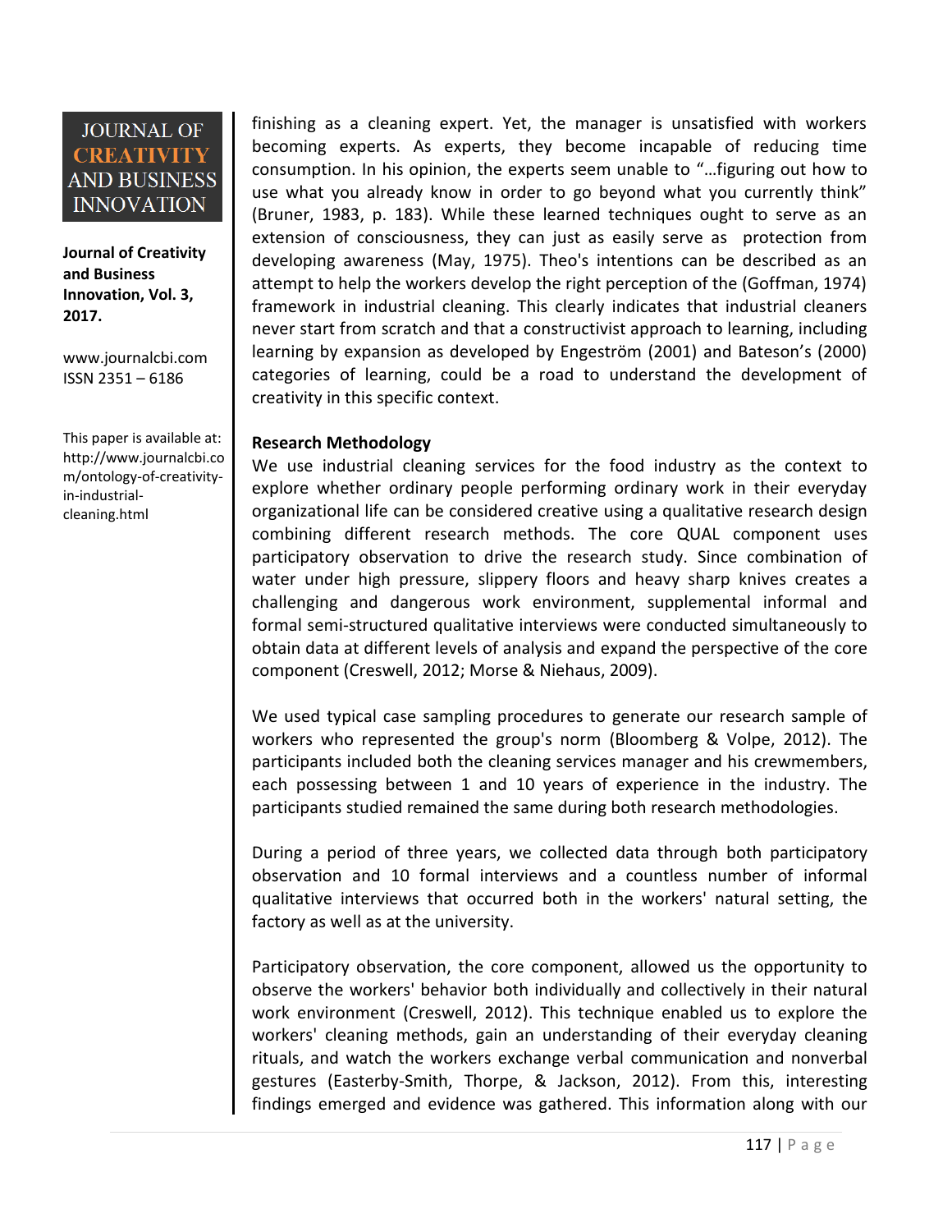finishing as a cleaning expert. Yet, the manager is unsatisfied with workers becoming experts. As experts, they become incapable of reducing time consumption. In his opinion, the experts seem unable to "…figuring out how to use what you already know in order to go beyond what you currently think" (Bruner, 1983, p. 183). While these learned techniques ought to serve as an extension of consciousness, they can just as easily serve as protection from developing awareness (May, 1975). Theo's intentions can be described as an attempt to help the workers develop the right perception of the (Goffman, 1974) framework in industrial cleaning. This clearly indicates that industrial cleaners never start from scratch and that a constructivist approach to learning, including learning by expansion as developed by Engeström (2001) and Bateson's (2000) categories of learning, could be a road to understand the development of creativity in this specific context.

**Research Methodology**

We use industrial cleaning services for the food industry as the context to explore whether ordinary people performing ordinary work in their everyday organizational life can be considered creative using a qualitative research design combining different research methods. The core QUAL component uses participatory observation to drive the research study. Since combination of water under high pressure, slippery floors and heavy sharp knives creates a challenging and dangerous work environment, supplemental informal and formal semi-structured qualitative interviews were conducted simultaneously to obtain data at different levels of analysis and expand the perspective of the core component (Creswell, 2012; Morse & Niehaus, 2009).

We used typical case sampling procedures to generate our research sample of workers who represented the group's norm (Bloomberg & Volpe, 2012). The participants included both the cleaning services manager and his crewmembers, each possessing between 1 and 10 years of experience in the industry. The participants studied remained the same during both research methodologies.

During a period of three years, we collected data through both participatory observation and 10 formal interviews and a countless number of informal qualitative interviews that occurred both in the workers' natural setting, the factory as well as at the university.

Participatory observation, the core component, allowed us the opportunity to observe the workers' behavior both individually and collectively in their natural work environment (Creswell, 2012). This technique enabled us to explore the workers' cleaning methods, gain an understanding of their everyday cleaning rituals, and watch the workers exchange verbal communication and nonverbal gestures (Easterby-Smith, Thorpe, & Jackson, 2012). From this, interesting findings emerged and evidence was gathered. This information along with our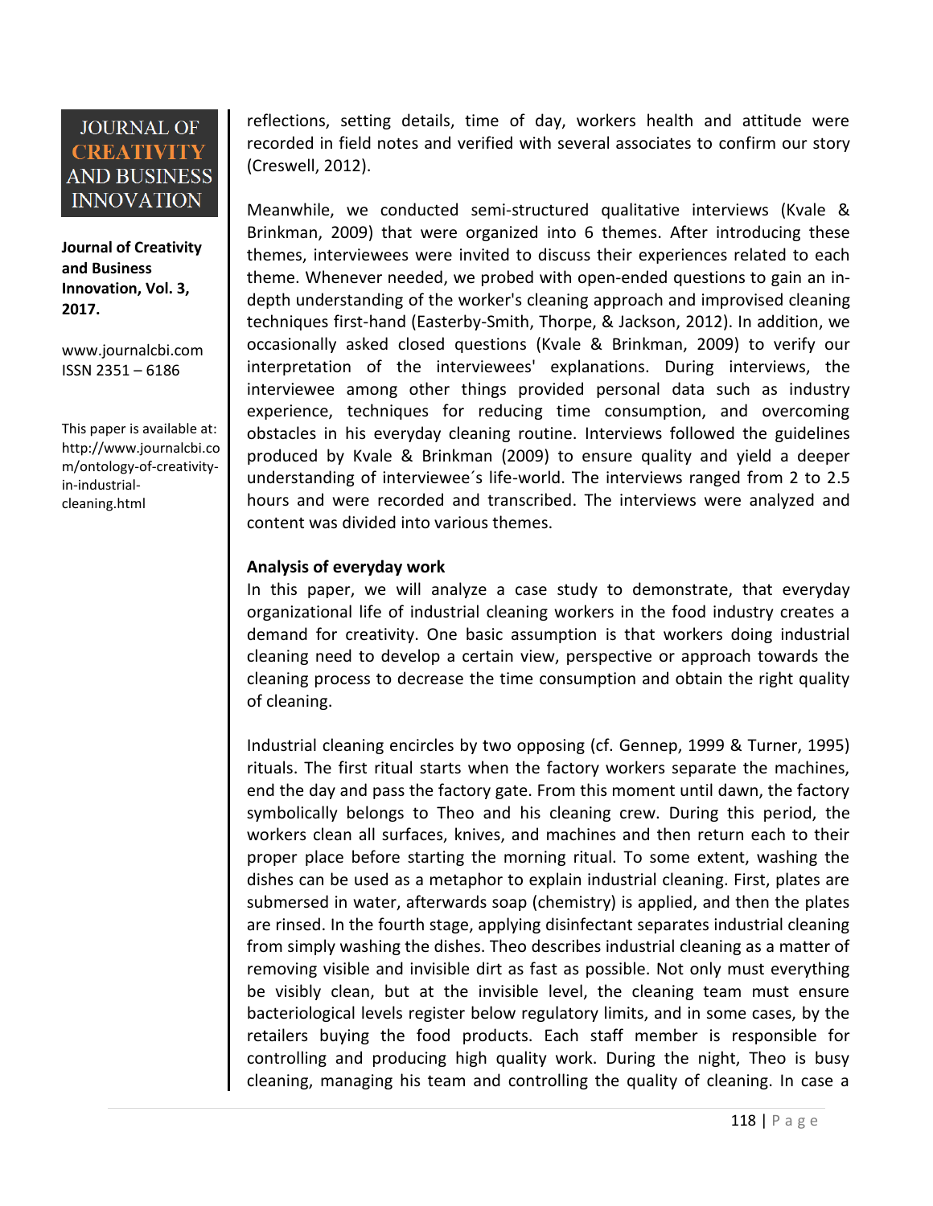reflections, setting details, time of day, workers health and attitude were recorded in field notes and verified with several associates to confirm our story (Creswell, 2012).

Meanwhile, we conducted semi-structured qualitative interviews (Kvale & Brinkman, 2009) that were organized into 6 themes. After introducing these themes, interviewees were invited to discuss their experiences related to each theme. Whenever needed, we probed with open-ended questions to gain an in-depth understanding of the worker's cleaning approach and improvised cleaning techniques first-hand (Easterby-Smith, Thorpe, & Jackson, 2012). In addition, we occasionally asked closed questions (Kvale & Brinkman, 2009) to verify our interpretation of the interviewees' explanations. During interviews, the interviewee among other things provided personal data such as industry experience, techniques for reducing time consumption, and overcoming obstacles in his everyday cleaning routine. Interviews followed the guidelines produced by Kvale & Brinkman (2009) to ensure quality and yield a deeper understanding of interviewee´s life-world. The interviews ranged from 2 to 2.5 hours and were recorded and transcribed. The interviews were analyzed and content was divided into various themes.

**Analysis of everyday work**

In this paper, we will analyze a case study to demonstrate, that everyday organizational life of industrial cleaning workers in the food industry creates a demand for creativity. One basic assumption is that workers doing industrial cleaning need to develop a certain view, perspective or approach towards the cleaning process to decrease the time consumption and obtain the right quality of cleaning.

Industrial cleaning encircles by two opposing (cf. Gennep, 1999 & Turner, 1995) rituals. The first ritual starts when the factory workers separate the machines, end the day and pass the factory gate. From this moment until dawn, the factory symbolically belongs to Theo and his cleaning crew. During this period, the workers clean all surfaces, knives, and machines and then return each to their proper place before starting the morning ritual. To some extent, washing the dishes can be used as a metaphor to explain industrial cleaning. First, plates are submersed in water, afterwards soap (chemistry) is applied, and then the plates are rinsed. In the fourth stage, applying disinfectant separates industrial cleaning from simply washing the dishes. Theo describes industrial cleaning as a matter of removing visible and invisible dirt as fast as possible. Not only must everything be visibly clean, but at the invisible level, the cleaning team must ensure bacteriological levels register below regulatory limits, and in some cases, by the retailers buying the food products. Each staff member is responsible for controlling and producing high quality work. During the night, Theo is busy cleaning, managing his team and controlling the quality of cleaning. In case a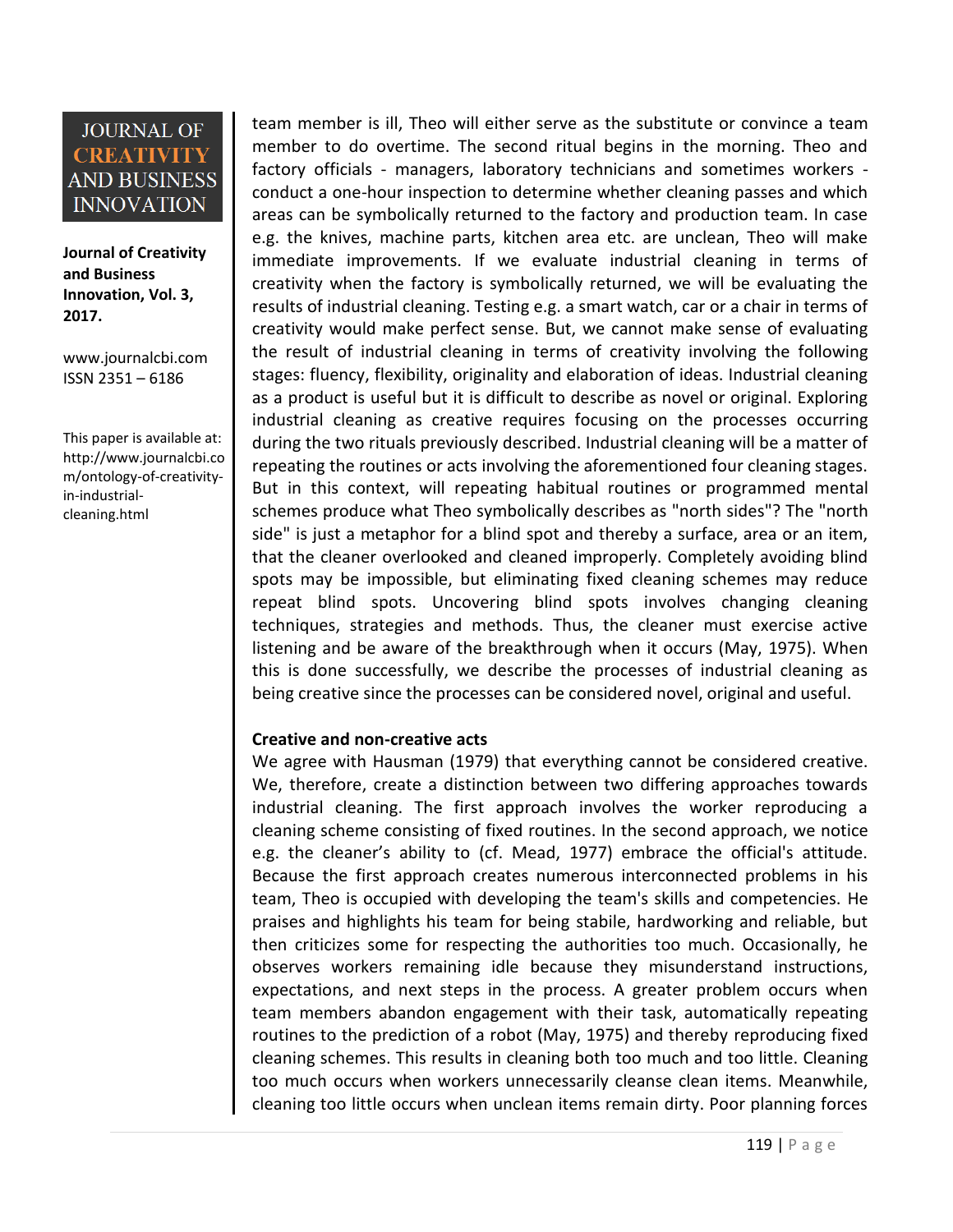team member is ill, Theo will either serve as the substitute or convince a team member to do overtime. The second ritual begins in the morning. Theo and factory officials - managers, laboratory technicians and sometimes workers - conduct a one-hour inspection to determine whether cleaning passes and which areas can be symbolically returned to the factory and production team. In case e.g. the knives, machine parts, kitchen area etc. are unclean, Theo will make immediate improvements. If we evaluate industrial cleaning in terms of creativity when the factory is symbolically returned, we will be evaluating the results of industrial cleaning. Testing e.g. a smart watch, car or a chair in terms of creativity would make perfect sense. But, we cannot make sense of evaluating the result of industrial cleaning in terms of creativity involving the following stages: fluency, flexibility, originality and elaboration of ideas. Industrial cleaning as a product is useful but it is difficult to describe as novel or original. Exploring industrial cleaning as creative requires focusing on the processes occurring during the two rituals previously described. Industrial cleaning will be a matter of repeating the routines or acts involving the aforementioned four cleaning stages. But in this context, will repeating habitual routines or programmed mental schemes produce what Theo symbolically describes as "north sides"? The "north side" is just a metaphor for a blind spot and thereby a surface, area or an item, that the cleaner overlooked and cleaned improperly. Completely avoiding blind spots may be impossible, but eliminating fixed cleaning schemes may reduce repeat blind spots. Uncovering blind spots involves changing cleaning techniques, strategies and methods. Thus, the cleaner must exercise active listening and be aware of the breakthrough when it occurs (May, 1975). When this is done successfully, we describe the processes of industrial cleaning as being creative since the processes can be considered novel, original and useful.

**Creative and non-creative acts**

We agree with Hausman (1979) that everything cannot be considered creative. We, therefore, create a distinction between two differing approaches towards industrial cleaning. The first approach involves the worker reproducing a cleaning scheme consisting of fixed routines. In the second approach, we notice e.g. the cleaner's ability to (cf. Mead, 1977) embrace the official's attitude. Because the first approach creates numerous interconnected problems in his team, Theo is occupied with developing the team's skills and competencies. He praises and highlights his team for being stabile, hardworking and reliable, but then criticizes some for respecting the authorities too much. Occasionally, he observes workers remaining idle because they misunderstand instructions, expectations, and next steps in the process. A greater problem occurs when team members abandon engagement with their task, automatically repeating routines to the prediction of a robot (May, 1975) and thereby reproducing fixed cleaning schemes. This results in cleaning both too much and too little. Cleaning too much occurs when workers unnecessarily cleanse clean items. Meanwhile, cleaning too little occurs when unclean items remain dirty. Poor planning forces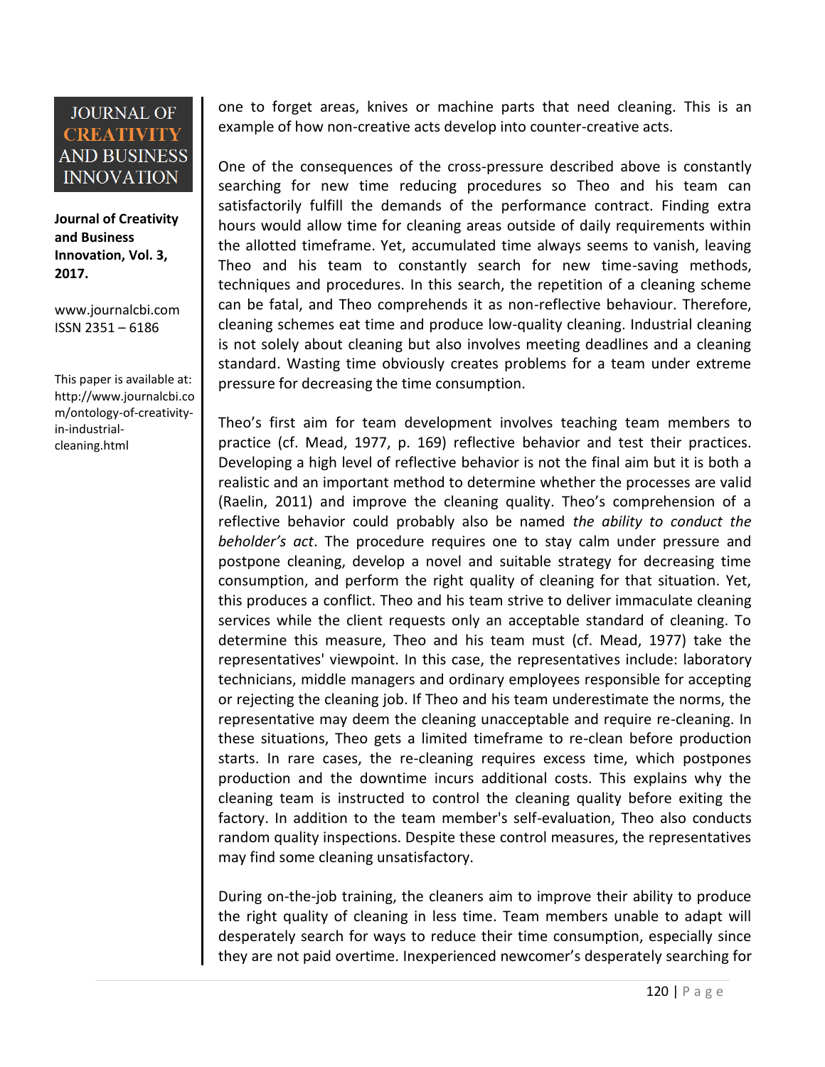one to forget areas, knives or machine parts that need cleaning. This is an example of how non-creative acts develop into counter-creative acts.

One of the consequences of the cross-pressure described above is constantly searching for new time reducing procedures so Theo and his team can satisfactorily fulfill the demands of the performance contract. Finding extra hours would allow time for cleaning areas outside of daily requirements within the allotted timeframe. Yet, accumulated time always seems to vanish, leaving Theo and his team to constantly search for new time-saving methods, techniques and procedures. In this search, the repetition of a cleaning scheme can be fatal, and Theo comprehends it as non-reflective behaviour. Therefore, cleaning schemes eat time and produce low-quality cleaning. Industrial cleaning is not solely about cleaning but also involves meeting deadlines and a cleaning standard. Wasting time obviously creates problems for a team under extreme pressure for decreasing the time consumption.

Theo's first aim for team development involves teaching team members to practice (cf. Mead, 1977, p. 169) reflective behavior and test their practices. Developing a high level of reflective behavior is not the final aim but it is both a realistic and an important method to determine whether the processes are valid (Raelin, 2011) and improve the cleaning quality. Theo's comprehension of a reflective behavior could probably also be named *the ability to conduct the beholder's act*. The procedure requires one to stay calm under pressure and postpone cleaning, develop a novel and suitable strategy for decreasing time consumption, and perform the right quality of cleaning for that situation. Yet, this produces a conflict. Theo and his team strive to deliver immaculate cleaning services while the client requests only an acceptable standard of cleaning. To determine this measure, Theo and his team must (cf. Mead, 1977) take the representatives' viewpoint. In this case, the representatives include: laboratory technicians, middle managers and ordinary employees responsible for accepting or rejecting the cleaning job. If Theo and his team underestimate the norms, the representative may deem the cleaning unacceptable and require re-cleaning. In these situations, Theo gets a limited timeframe to re-clean before production starts. In rare cases, the re-cleaning requires excess time, which postpones production and the downtime incurs additional costs. This explains why the cleaning team is instructed to control the cleaning quality before exiting the factory. In addition to the team member's self-evaluation, Theo also conducts random quality inspections. Despite these control measures, the representatives may find some cleaning unsatisfactory.

During on-the-job training, the cleaners aim to improve their ability to produce the right quality of cleaning in less time. Team members unable to adapt will desperately search for ways to reduce their time consumption, especially since they are not paid overtime. Inexperienced newcomer's desperately searching for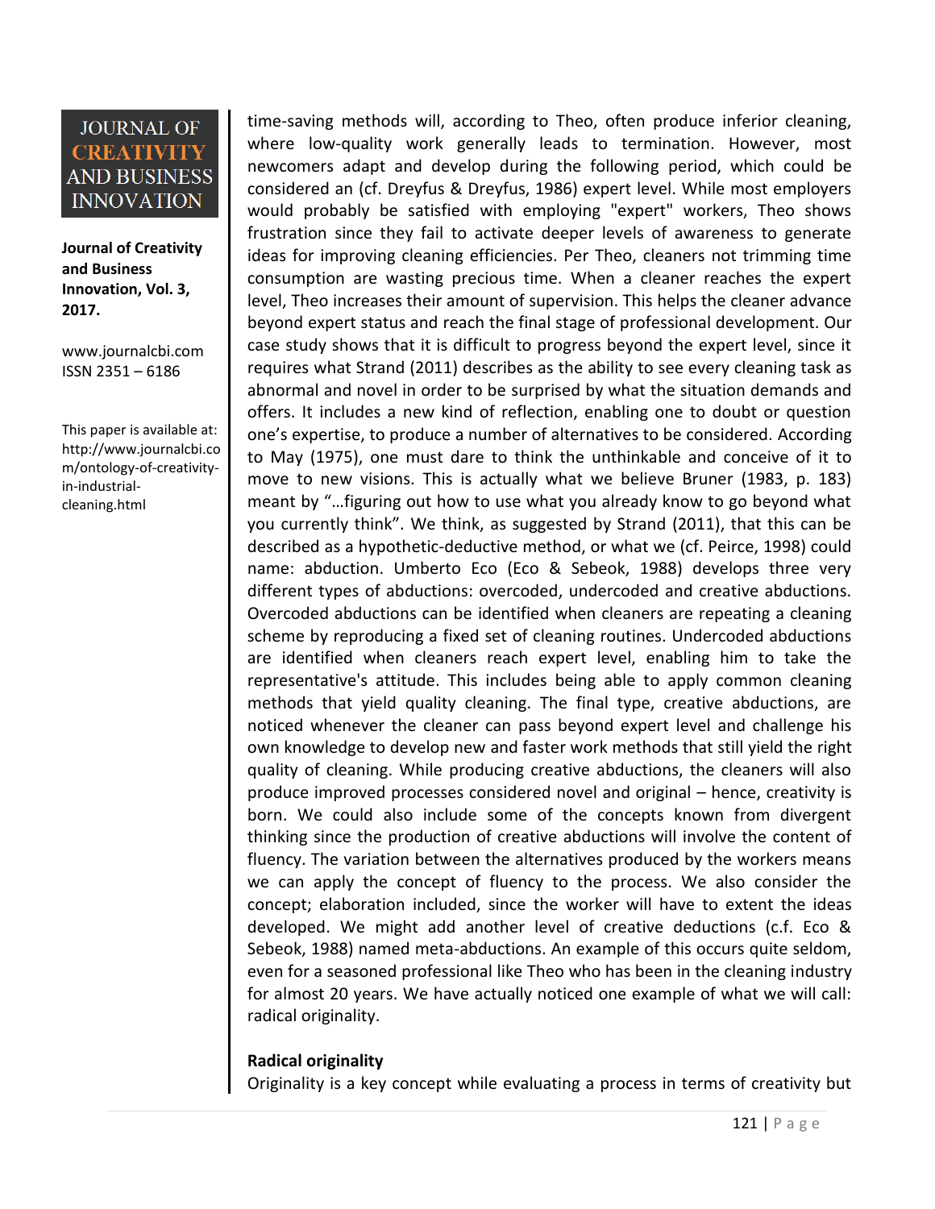time-saving methods will, according to Theo, often produce inferior cleaning, where low-quality work generally leads to termination. However, most newcomers adapt and develop during the following period, which could be considered an (cf. Dreyfus & Dreyfus, 1986) expert level. While most employers would probably be satisfied with employing "expert" workers, Theo shows frustration since they fail to activate deeper levels of awareness to generate ideas for improving cleaning efficiencies. Per Theo, cleaners not trimming time consumption are wasting precious time. When a cleaner reaches the expert level, Theo increases their amount of supervision. This helps the cleaner advance beyond expert status and reach the final stage of professional development. Our case study shows that it is difficult to progress beyond the expert level, since it requires what Strand (2011) describes as the ability to see every cleaning task as abnormal and novel in order to be surprised by what the situation demands and offers. It includes a new kind of reflection, enabling one to doubt or question one's expertise, to produce a number of alternatives to be considered. According to May (1975), one must dare to think the unthinkable and conceive of it to move to new visions. This is actually what we believe Bruner (1983, p. 183) meant by "…figuring out how to use what you already know to go beyond what you currently think". We think, as suggested by Strand (2011), that this can be described as a hypothetic-deductive method, or what we (cf. Peirce, 1998) could name: abduction. Umberto Eco (Eco & Sebeok, 1988) develops three very different types of abductions: overcoded, undercoded and creative abductions. Overcoded abductions can be identified when cleaners are repeating a cleaning scheme by reproducing a fixed set of cleaning routines. Undercoded abductions are identified when cleaners reach expert level, enabling him to take the representative's attitude. This includes being able to apply common cleaning methods that yield quality cleaning. The final type, creative abductions, are noticed whenever the cleaner can pass beyond expert level and challenge his own knowledge to develop new and faster work methods that still yield the right quality of cleaning. While producing creative abductions, the cleaners will also produce improved processes considered novel and original – hence, creativity is born. We could also include some of the concepts known from divergent thinking since the production of creative abductions will involve the content of fluency. The variation between the alternatives produced by the workers means we can apply the concept of fluency to the process. We also consider the concept; elaboration included, since the worker will have to extent the ideas developed. We might add another level of creative deductions (c.f. Eco & Sebeok, 1988) named meta-abductions. An example of this occurs quite seldom, even for a seasoned professional like Theo who has been in the cleaning industry for almost 20 years. We have actually noticed one example of what we will call: radical originality.

**Radical originality**

Originality is a key concept while evaluating a process in terms of creativity but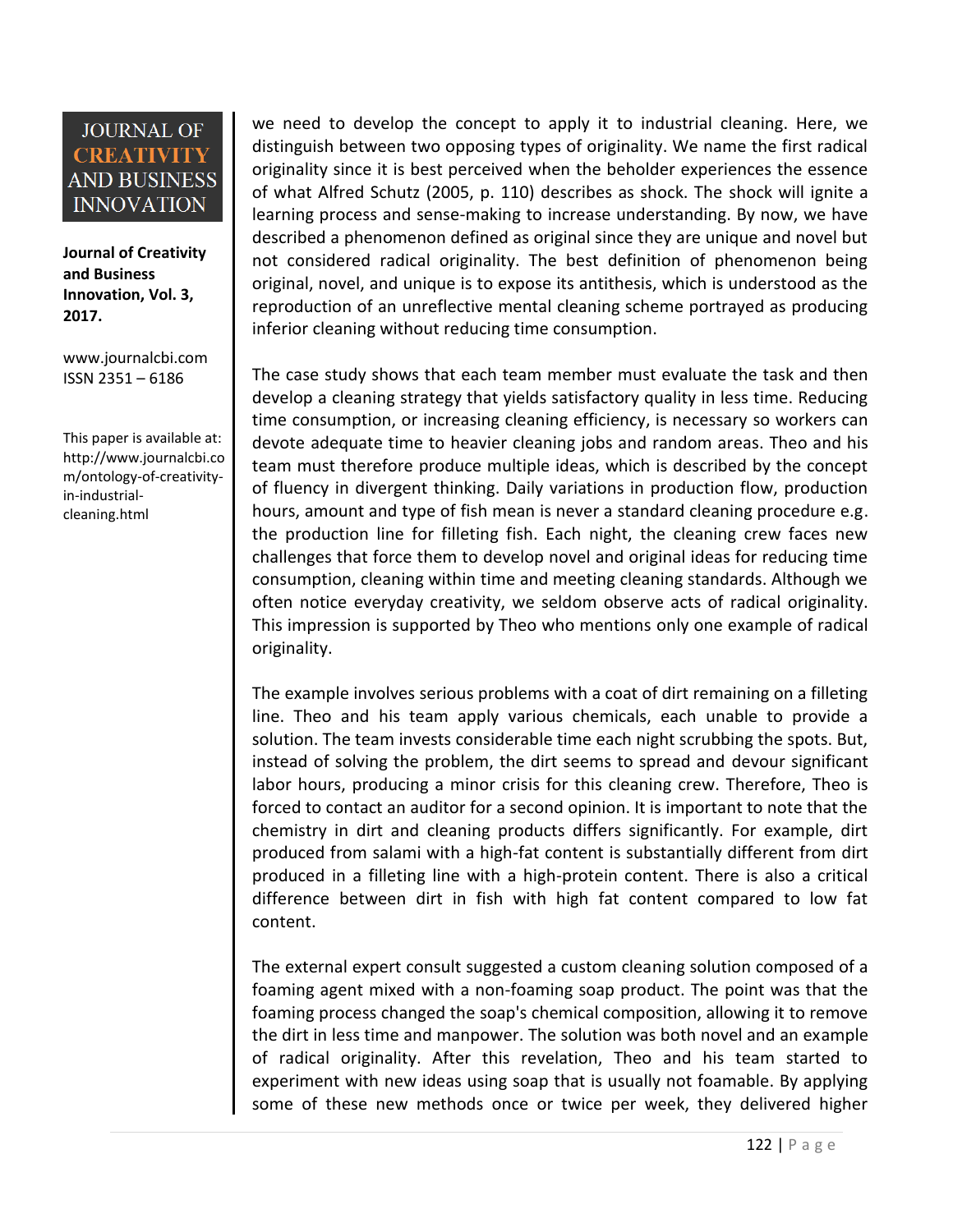we need to develop the concept to apply it to industrial cleaning. Here, we distinguish between two opposing types of originality. We name the first radical originality since it is best perceived when the beholder experiences the essence of what Alfred Schutz (2005, p. 110) describes as shock. The shock will ignite a learning process and sense-making to increase understanding. By now, we have described a phenomenon defined as original since they are unique and novel but not considered radical originality. The best definition of phenomenon being original, novel, and unique is to expose its antithesis, which is understood as the reproduction of an unreflective mental cleaning scheme portrayed as producing inferior cleaning without reducing time consumption.

The case study shows that each team member must evaluate the task and then develop a cleaning strategy that yields satisfactory quality in less time. Reducing time consumption, or increasing cleaning efficiency, is necessary so workers can devote adequate time to heavier cleaning jobs and random areas. Theo and his team must therefore produce multiple ideas, which is described by the concept of fluency in divergent thinking. Daily variations in production flow, production hours, amount and type of fish mean is never a standard cleaning procedure e.g. the production line for filleting fish. Each night, the cleaning crew faces new challenges that force them to develop novel and original ideas for reducing time consumption, cleaning within time and meeting cleaning standards. Although we often notice everyday creativity, we seldom observe acts of radical originality. This impression is supported by Theo who mentions only one example of radical originality.

The example involves serious problems with a coat of dirt remaining on a filleting line. Theo and his team apply various chemicals, each unable to provide a solution. The team invests considerable time each night scrubbing the spots. But, instead of solving the problem, the dirt seems to spread and devour significant labor hours, producing a minor crisis for this cleaning crew. Therefore, Theo is forced to contact an auditor for a second opinion. It is important to note that the chemistry in dirt and cleaning products differs significantly. For example, dirt produced from salami with a high-fat content is substantially different from dirt produced in a filleting line with a high-protein content. There is also a critical difference between dirt in fish with high fat content compared to low fat content.

The external expert consult suggested a custom cleaning solution composed of a foaming agent mixed with a non-foaming soap product. The point was that the foaming process changed the soap's chemical composition, allowing it to remove the dirt in less time and manpower. The solution was both novel and an example of radical originality. After this revelation, Theo and his team started to experiment with new ideas using soap that is usually not foamable. By applying some of these new methods once or twice per week, they delivered higher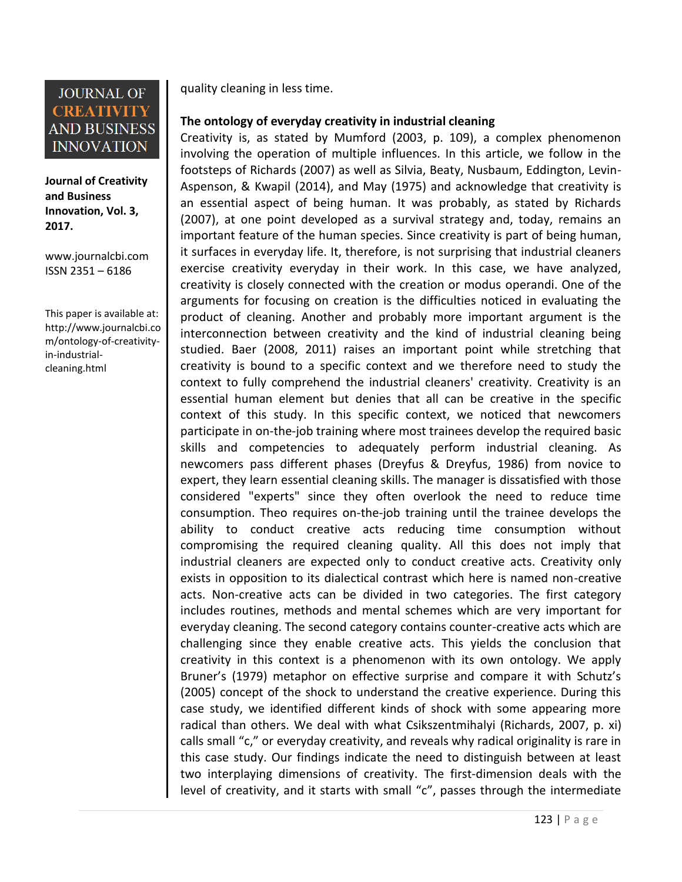quality cleaning in less time.

**The ontology of everyday creativity in industrial cleaning**

Creativity is, as stated by Mumford (2003, p. 109), a complex phenomenon involving the operation of multiple influences. In this article, we follow in the footsteps of Richards (2007) as well as Silvia, Beaty, Nusbaum, Eddington, Levin-Aspenson, & Kwapil (2014), and May (1975) and acknowledge that creativity is an essential aspect of being human. It was probably, as stated by Richards (2007), at one point developed as a survival strategy and, today, remains an important feature of the human species. Since creativity is part of being human, it surfaces in everyday life. It, therefore, is not surprising that industrial cleaners exercise creativity everyday in their work. In this case, we have analyzed, creativity is closely connected with the creation or modus operandi. One of the arguments for focusing on creation is the difficulties noticed in evaluating the product of cleaning. Another and probably more important argument is the interconnection between creativity and the kind of industrial cleaning being studied. Baer (2008, 2011) raises an important point while stretching that creativity is bound to a specific context and we therefore need to study the context to fully comprehend the industrial cleaners' creativity. Creativity is an essential human element but denies that all can be creative in the specific context of this study. In this specific context, we noticed that newcomers participate in on-the-job training where most trainees develop the required basic skills and competencies to adequately perform industrial cleaning. As newcomers pass different phases (Dreyfus & Dreyfus, 1986) from novice to expert, they learn essential cleaning skills. The manager is dissatisfied with those considered "experts" since they often overlook the need to reduce time consumption. Theo requires on-the-job training until the trainee develops the ability to conduct creative acts reducing time consumption without compromising the required cleaning quality. All this does not imply that industrial cleaners are expected only to conduct creative acts. Creativity only exists in opposition to its dialectical contrast which here is named non-creative acts. Non-creative acts can be divided in two categories. The first category includes routines, methods and mental schemes which are very important for everyday cleaning. The second category contains counter-creative acts which are challenging since they enable creative acts. This yields the conclusion that creativity in this context is a phenomenon with its own ontology. We apply Bruner's (1979) metaphor on effective surprise and compare it with Schutz's (2005) concept of the shock to understand the creative experience. During this case study, we identified different kinds of shock with some appearing more radical than others. We deal with what Csikszentmihalyi (Richards, 2007, p. xi) calls small "c," or everyday creativity, and reveals why radical originality is rare in this case study. Our findings indicate the need to distinguish between at least two interplaying dimensions of creativity. The first-dimension deals with the level of creativity, and it starts with small "c", passes through the intermediate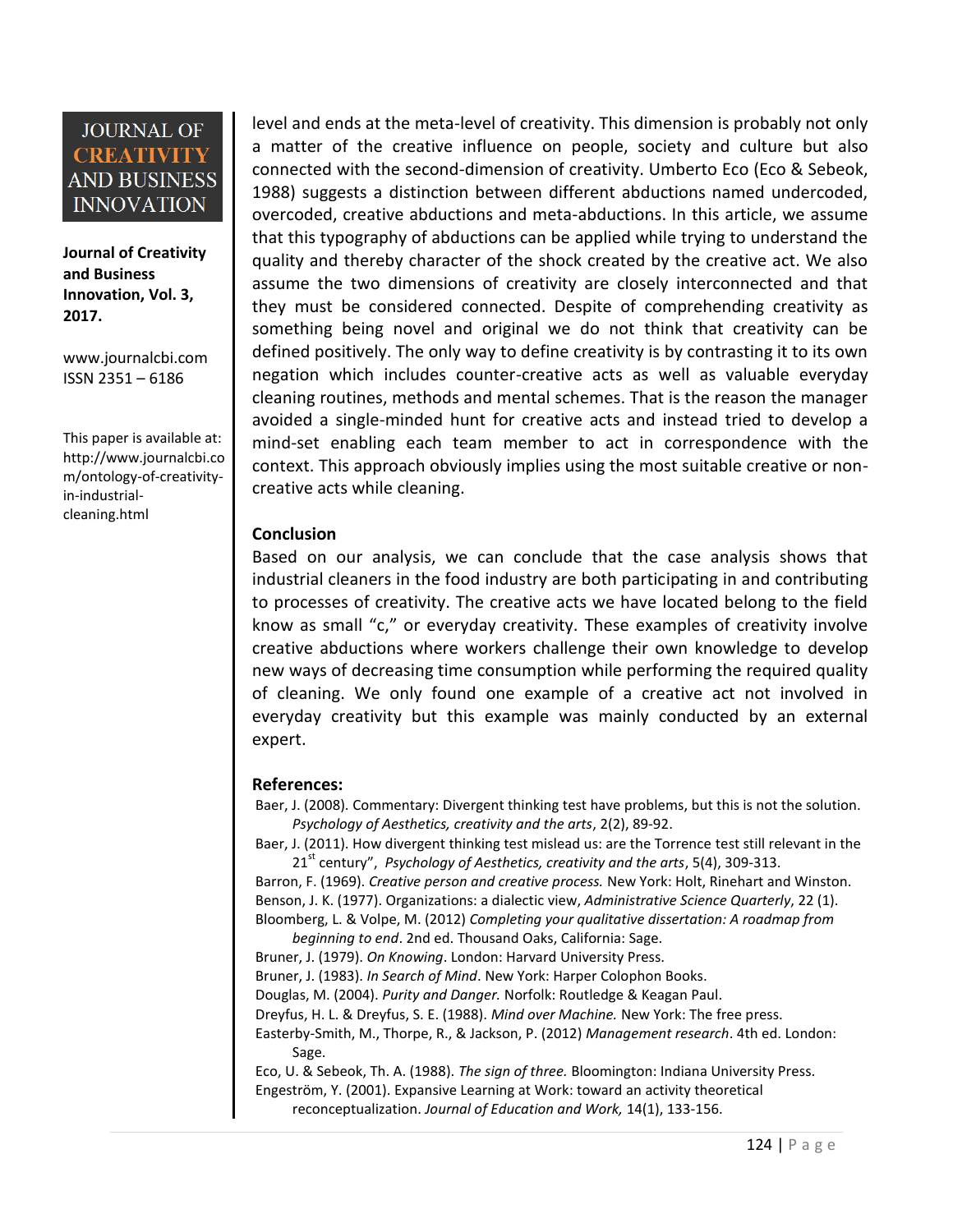level and ends at the meta-level of creativity. This dimension is probably not only a matter of the creative influence on people, society and culture but also connected with the second-dimension of creativity. Umberto Eco (Eco & Sebeok, 1988) suggests a distinction between different abductions named undercoded, overcoded, creative abductions and meta-abductions. In this article, we assume that this typography of abductions can be applied while trying to understand the quality and thereby character of the shock created by the creative act. We also assume the two dimensions of creativity are closely interconnected and that they must be considered connected. Despite of comprehending creativity as something being novel and original we do not think that creativity can be defined positively. The only way to define creativity is by contrasting it to its own negation which includes counter-creative acts as well as valuable everyday cleaning routines, methods and mental schemes. That is the reason the manager avoided a single-minded hunt for creative acts and instead tried to develop a mind-set enabling each team member to act in correspondence with the context. This approach obviously implies using the most suitable creative or non-creative acts while cleaning.

## Conclusion

Based on our analysis, we can conclude that the case analysis shows that industrial cleaners in the food industry are both participating in and contributing to processes of creativity. The creative acts we have located belong to the field know as small "c," or everyday creativity. These examples of creativity involve creative abductions where workers challenge their own knowledge to develop new ways of decreasing time consumption while performing the required quality of cleaning. We only found one example of a creative act not involved in everyday creativity but this example was mainly conducted by an external expert.

## References:

Baer, J. (2008). Commentary: Divergent thinking test have problems, but this is not the solution. *Psychology of Aesthetics, creativity and the arts*, 2(2), 89-92.

Baer, J. (2011). How divergent thinking test mislead us: are the Torrence test still relevant in the 21st century", *Psychology of Aesthetics, creativity and the arts*, 5(4), 309-313.

Barron, F. (1969). *Creative person and creative process.* New York: Holt, Rinehart and Winston.

Benson, J. K. (1977). Organizations: a dialectic view, *Administrative Science Quarterly*, 22 (1).

Bloomberg, L. & Volpe, M. (2012) *Completing your qualitative dissertation: A roadmap from beginning to end*. 2nd ed. Thousand Oaks, California: Sage.

Bruner, J. (1979). *On Knowing*. London: Harvard University Press.

Bruner, J. (1983). *In Search of Mind*. New York: Harper Colophon Books.

Douglas, M. (2004). *Purity and Danger.* Norfolk: Routledge & Keagan Paul.

Dreyfus, H. L. & Dreyfus, S. E. (1988). *Mind over Machine.* New York: The free press.

Easterby-Smith, M., Thorpe, R., & Jackson, P. (2012) *Management research*. 4th ed. London: Sage.

Eco, U. & Sebeok, Th. A. (1988). *The sign of three.* Bloomington: Indiana University Press.

Engeström, Y. (2001). Expansive Learning at Work: toward an activity theoretical reconceptualization. *Journal of Education and Work,* 14(1), 133-156.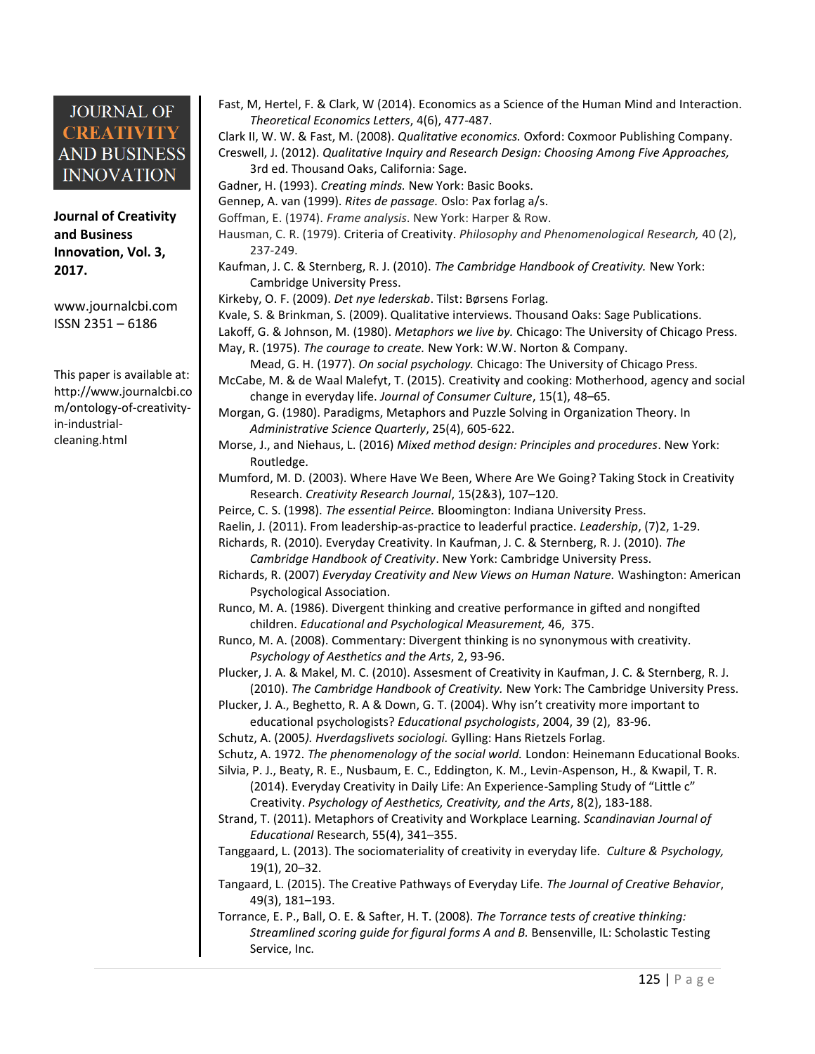Fast, M, Hertel, F. & Clark, W (2014). Economics as a Science of the Human Mind and Interaction. *Theoretical Economics Letters*, 4(6), 477-487.

Clark II, W. W. & Fast, M. (2008). *Qualitative economics.* Oxford: Coxmoor Publishing Company.

Creswell, J. (2012). *Qualitative Inquiry and Research Design: Choosing Among Five Approaches,* 3rd ed. Thousand Oaks, California: Sage.

Gadner, H. (1993). *Creating minds.* New York: Basic Books.

Gennep, A. van (1999). *Rites de passage.* Oslo: Pax forlag a/s.

Goffman, E. (1974). *Frame analysis*. New York: Harper & Row.

Hausman, C. R. (1979). Criteria of Creativity. *Philosophy and Phenomenological Research,* 40 (2), 237-249.

Kaufman, J. C. & Sternberg, R. J. (2010). *The Cambridge Handbook of Creativity.* New York: Cambridge University Press.

Kirkeby, O. F. (2009). *Det nye lederskab*. Tilst: Børsens Forlag.

Kvale, S. & Brinkman, S. (2009). Qualitative interviews. Thousand Oaks: Sage Publications.

Lakoff, G. & Johnson, M. (1980). *Metaphors we live by.* Chicago: The University of Chicago Press.

May, R. (1975). *The courage to create.* New York: W.W. Norton & Company.

Mead, G. H. (1977). *On social psychology.* Chicago: The University of Chicago Press.

McCabe, M. & de Waal Malefyt, T. (2015). Creativity and cooking: Motherhood, agency and social change in everyday life. *Journal of Consumer Culture*, 15(1), 48–65.

Morgan, G. (1980). Paradigms, Metaphors and Puzzle Solving in Organization Theory. In *Administrative Science Quarterly*, 25(4), 605-622.

Morse, J., and Niehaus, L. (2016) *Mixed method design: Principles and procedures*. New York: Routledge.

Mumford, M. D. (2003). Where Have We Been, Where Are We Going? Taking Stock in Creativity Research. *Creativity Research Journal*, 15(2&3), 107–120.

Peirce, C. S. (1998). *The essential Peirce.* Bloomington: Indiana University Press.

Raelin, J. (2011). From leadership-as-practice to leaderful practice. *Leadership*, (7)2, 1-29.

Richards, R. (2010). Everyday Creativity. In Kaufman, J. C. & Sternberg, R. J. (2010). *The Cambridge Handbook of Creativity*. New York: Cambridge University Press.

Richards, R. (2007) *Everyday Creativity and New Views on Human Nature.* Washington: American Psychological Association.

Runco, M. A. (1986). Divergent thinking and creative performance in gifted and nongifted children. *Educational and Psychological Measurement,* 46, 375.

Runco, M. A. (2008). Commentary: Divergent thinking is no synonymous with creativity. *Psychology of Aesthetics and the Arts*, 2, 93-96.

Plucker, J. A. & Makel, M. C. (2010). Assesment of Creativity in Kaufman, J. C. & Sternberg, R. J. (2010). *The Cambridge Handbook of Creativity.* New York: The Cambridge University Press.

Plucker, J. A., Beghetto, R. A & Down, G. T. (2004). Why isn't creativity more important to educational psychologists? *Educational psychologists*, 2004, 39 (2), 83-96.

Schutz, A. (2005*). Hverdagslivets sociologi.* Gylling: Hans Rietzels Forlag.

Schutz, A. 1972. *The phenomenology of the social world.* London: Heinemann Educational Books.

Silvia, P. J., Beaty, R. E., Nusbaum, E. C., Eddington, K. M., Levin-Aspenson, H., & Kwapil, T. R. (2014). Everyday Creativity in Daily Life: An Experience-Sampling Study of "Little c" Creativity. *Psychology of Aesthetics, Creativity, and the Arts*, 8(2), 183-188.

Strand, T. (2011). Metaphors of Creativity and Workplace Learning. *Scandinavian Journal of Educational* Research, 55(4), 341–355.

Tanggaard, L. (2013). The sociomateriality of creativity in everyday life. *Culture & Psychology,* 19(1), 20–32.

Tangaard, L. (2015). The Creative Pathways of Everyday Life. *The Journal of Creative Behavior*, 49(3), 181–193.

Torrance, E. P., Ball, O. E. & Safter, H. T. (2008). *The Torrance tests of creative thinking: Streamlined scoring guide for figural forms A and B.* Bensenville, IL: Scholastic Testing Service, Inc.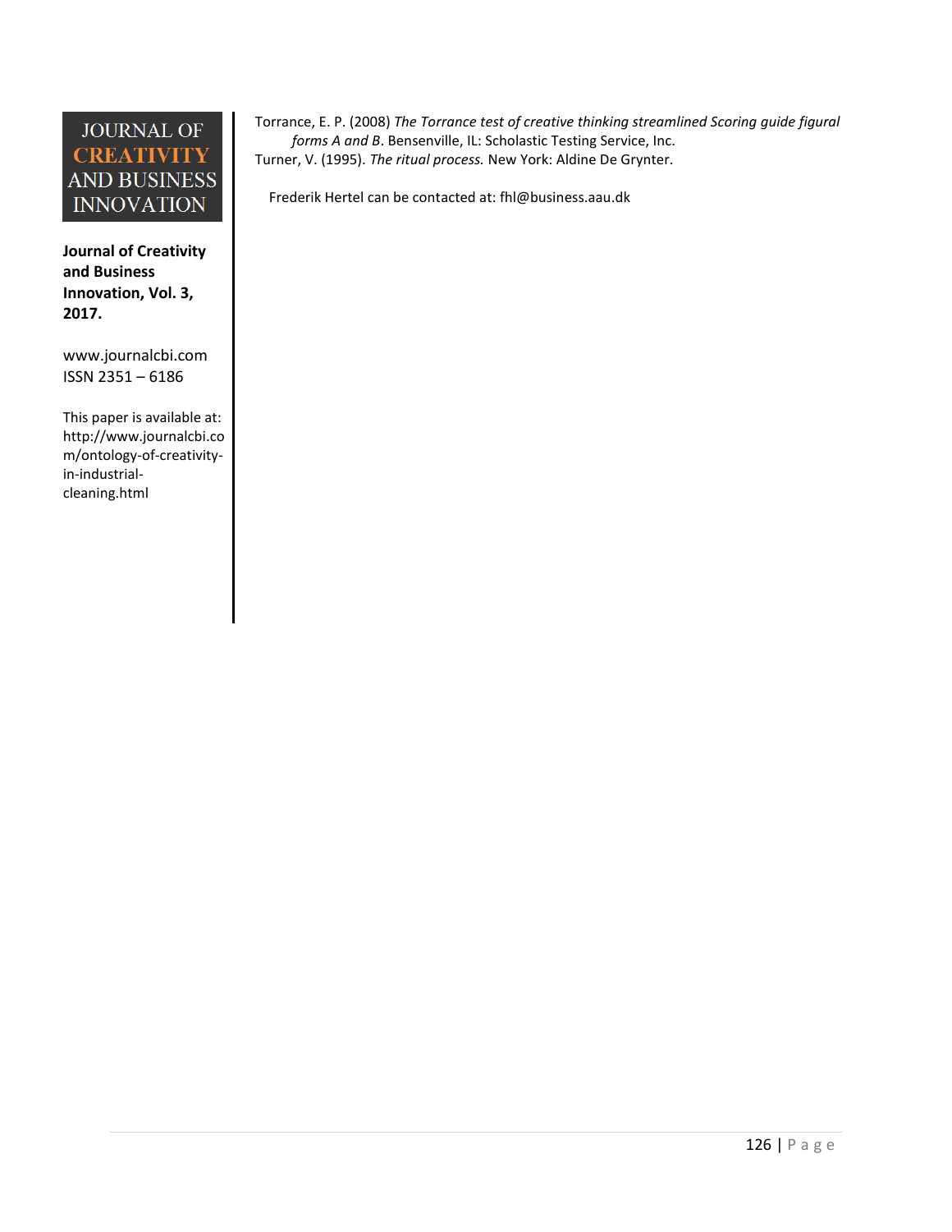Torrance, E. P. (2008) *The Torrance test of creative thinking streamlined Scoring guide figural forms A and B*. Bensenville, IL: Scholastic Testing Service, Inc.

Turner, V. (1995). *The ritual process.* New York: Aldine De Grynter.

Frederik Hertel can be contacted at: fhl@business.aau.dk